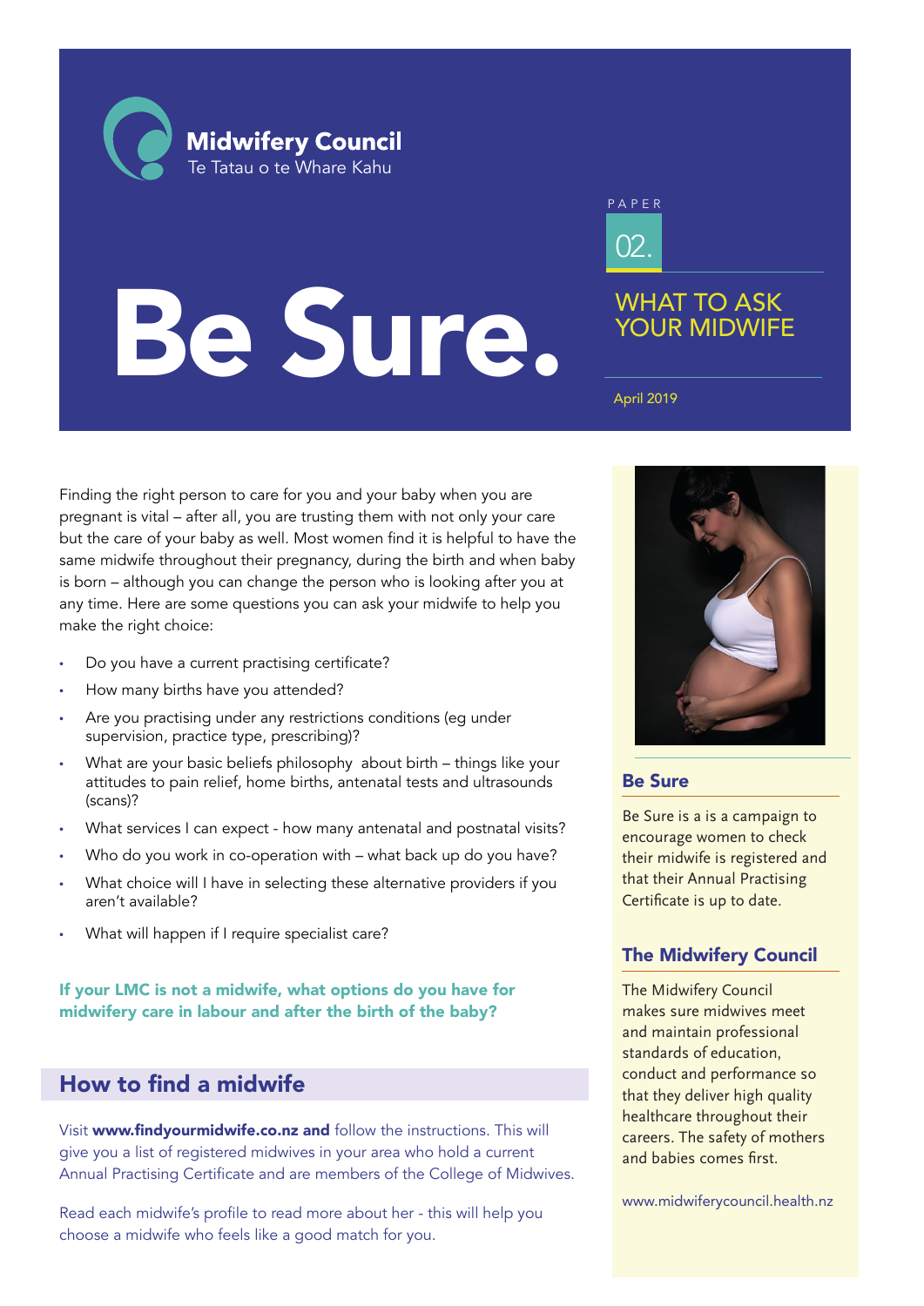**Midwifery Council**
Te Tatau o te Whare Kahu

PAPER

02.

# Be Sure.

## WHAT TO ASK YOUR MIDWIFE

April 2019

Finding the right person to care for you and your baby when you are pregnant is vital – after all, you are trusting them with not only your care but the care of your baby as well. Most women find it is helpful to have the same midwife throughout their pregnancy, during the birth and when baby is born – although you can change the person who is looking after you at any time. Here are some questions you can ask your midwife to help you make the right choice:

- Do you have a current practising certificate?
- How many births have you attended?
- Are you practising under any restrictions conditions (eg under supervision, practice type, prescribing)?
- What are your basic beliefs philosophy about birth – things like your attitudes to pain relief, home births, antenatal tests and ultrasounds (scans)?
- What services I can expect - how many antenatal and postnatal visits?
- Who do you work in co-operation with – what back up do you have?
- What choice will I have in selecting these alternative providers if you aren't available?
- What will happen if I require specialist care?

**If your LMC is not a midwife, what options do you have for midwifery care in labour and after the birth of the baby?**

## How to find a midwife

Visit **www.findyourmidwife.co.nz and** follow the instructions. This will give you a list of registered midwives in your area who hold a current Annual Practising Certificate and are members of the College of Midwives.

Read each midwife's profile to read more about her - this will help you choose a midwife who feels like a good match for you.

### Be Sure

Be Sure is a is a campaign to encourage women to check their midwife is registered and that their Annual Practising Certificate is up to date.

### The Midwifery Council

The Midwifery Council makes sure midwives meet and maintain professional standards of education, conduct and performance so that they deliver high quality healthcare throughout their careers. The safety of mothers and babies comes first.

www.midwiferycouncil.health.nz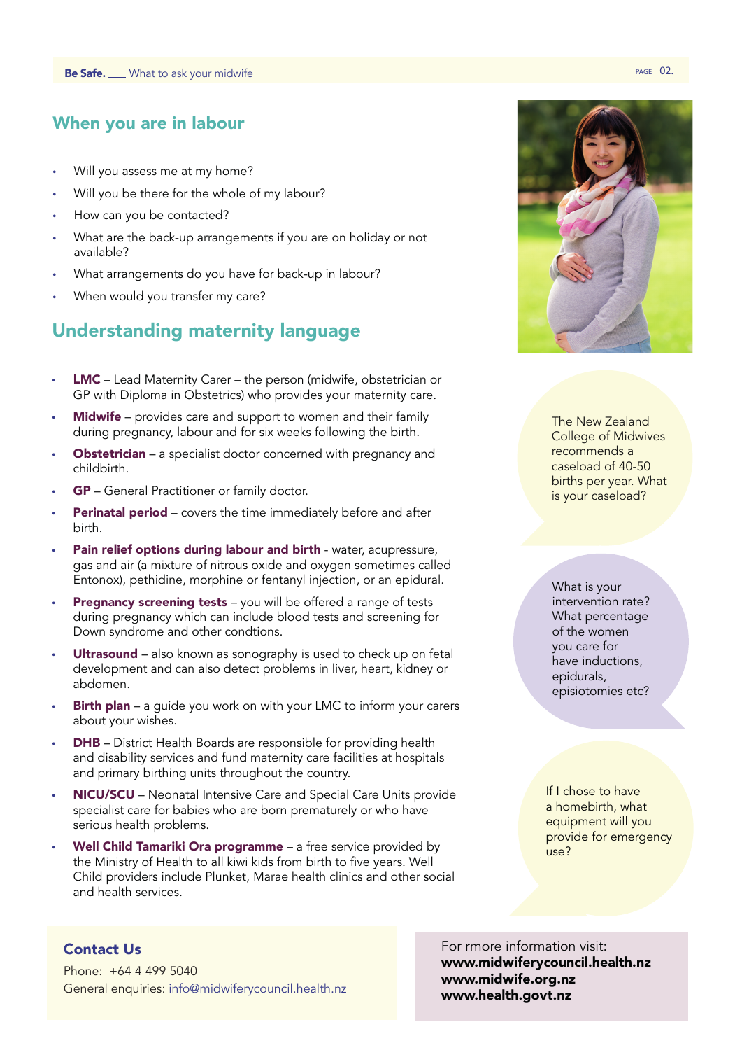## When you are in labour

- Will you assess me at my home?
- Will you be there for the whole of my labour?
- How can you be contacted?
- What are the back-up arrangements if you are on holiday or not available?
- What arrangements do you have for back-up in labour?
- When would you transfer my care?

## Understanding maternity language

- **LMC** – Lead Maternity Carer – the person (midwife, obstetrician or GP with Diploma in Obstetrics) who provides your maternity care.
- **Midwife** – provides care and support to women and their family during pregnancy, labour and for six weeks following the birth.
- **Obstetrician** – a specialist doctor concerned with pregnancy and childbirth.
- **GP** – General Practitioner or family doctor.
- **Perinatal period** – covers the time immediately before and after birth.
- **Pain relief options during labour and birth** - water, acupressure, gas and air (a mixture of nitrous oxide and oxygen sometimes called Entonox), pethidine, morphine or fentanyl injection, or an epidural.
- **Pregnancy screening tests** – you will be offered a range of tests during pregnancy which can include blood tests and screening for Down syndrome and other condtions.
- **Ultrasound** – also known as sonography is used to check up on fetal development and can also detect problems in liver, heart, kidney or abdomen.
- **Birth plan** – a guide you work on with your LMC to inform your carers about your wishes.
- **DHB** – District Health Boards are responsible for providing health and disability services and fund maternity care facilities at hospitals and primary birthing units throughout the country.
- **NICU/SCU** – Neonatal Intensive Care and Special Care Units provide specialist care for babies who are born prematurely or who have serious health problems.
- **Well Child Tamariki Ora programme** – a free service provided by the Ministry of Health to all kiwi kids from birth to five years. Well Child providers include Plunket, Marae health clinics and other social and health services.

The New Zealand College of Midwives recommends a caseload of 40-50 births per year. What is your caseload?

What is your intervention rate? What percentage of the women you care for have inductions, epidurals, episiotomies etc?

If I chose to have a homebirth, what equipment will you provide for emergency use?

### Contact Us

Phone: +64 4 499 5040
General enquiries: info@midwiferycouncil.health.nz

For rmore information visit:
**www.midwiferycouncil.health.nz**
**www.midwife.org.nz**
**www.health.govt.nz**